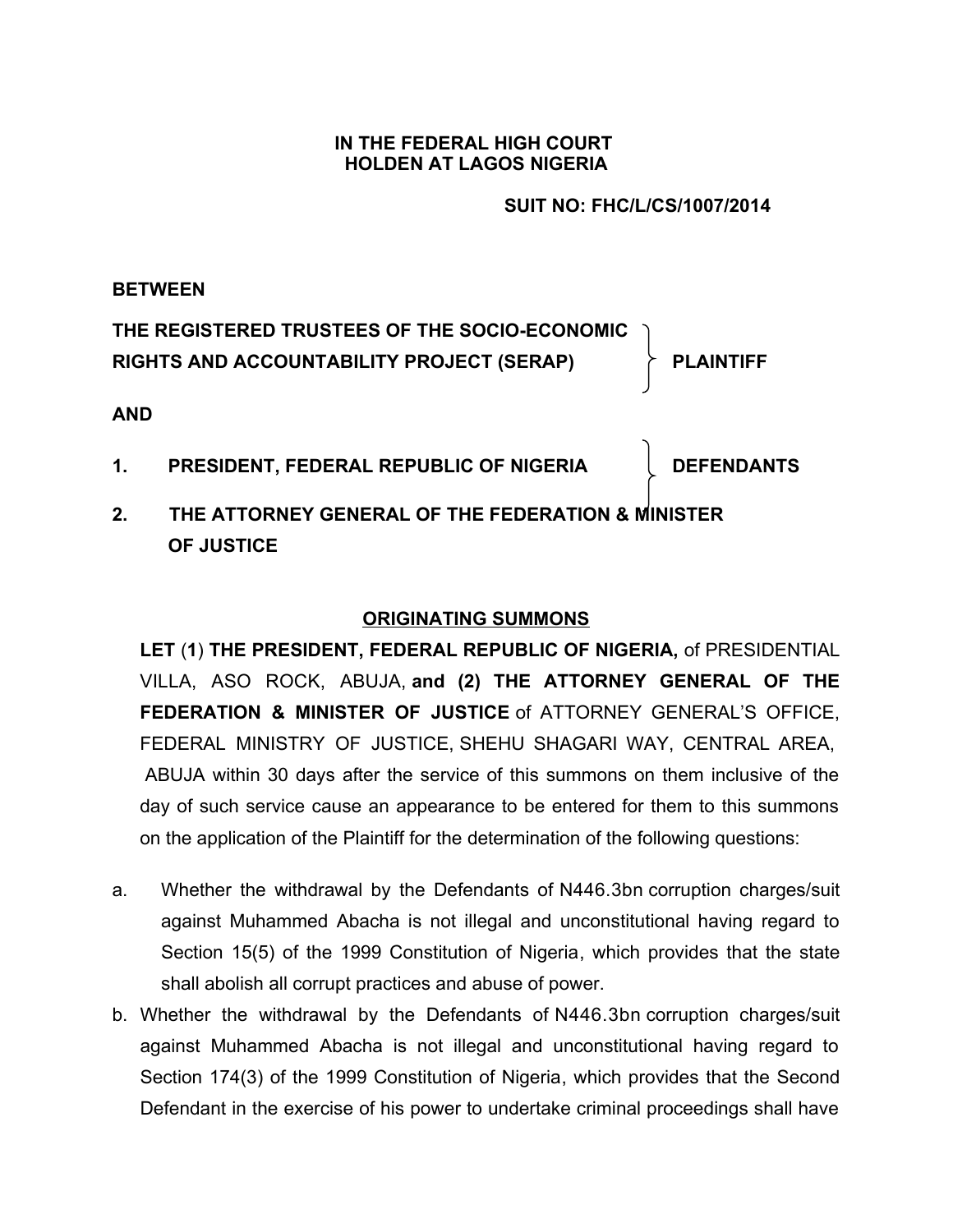**IN THE FEDERAL HIGH COURT**
**HOLDEN AT LAGOS NIGERIA**

**SUIT NO: FHC/L/CS/1007/2014**

**BETWEEN**

**THE REGISTERED TRUSTEES OF THE SOCIO-ECONOMIC RIGHTS AND ACCOUNTABILITY PROJECT (SERAP)** } **PLAINTIFF**

**AND**

1. **PRESIDENT, FEDERAL REPUBLIC OF NIGERIA** } **DEFENDANTS**
2. **THE ATTORNEY GENERAL OF THE FEDERATION & MINISTER OF JUSTICE**

## ORIGINATING SUMMONS

**LET** (**1**) **THE PRESIDENT, FEDERAL REPUBLIC OF NIGERIA,** of PRESIDENTIAL VILLA, ASO ROCK, ABUJA, **and (2) THE ATTORNEY GENERAL OF THE FEDERATION & MINISTER OF JUSTICE** of ATTORNEY GENERAL'S OFFICE, FEDERAL MINISTRY OF JUSTICE, SHEHU SHAGARI WAY, CENTRAL AREA, ABUJA within 30 days after the service of this summons on them inclusive of the day of such service cause an appearance to be entered for them to this summons on the application of the Plaintiff for the determination of the following questions:

a. Whether the withdrawal by the Defendants of N446.3bn corruption charges/suit against Muhammed Abacha is not illegal and unconstitutional having regard to Section 15(5) of the 1999 Constitution of Nigeria, which provides that the state shall abolish all corrupt practices and abuse of power.

b. Whether the withdrawal by the Defendants of N446.3bn corruption charges/suit against Muhammed Abacha is not illegal and unconstitutional having regard to Section 174(3) of the 1999 Constitution of Nigeria, which provides that the Second Defendant in the exercise of his power to undertake criminal proceedings shall have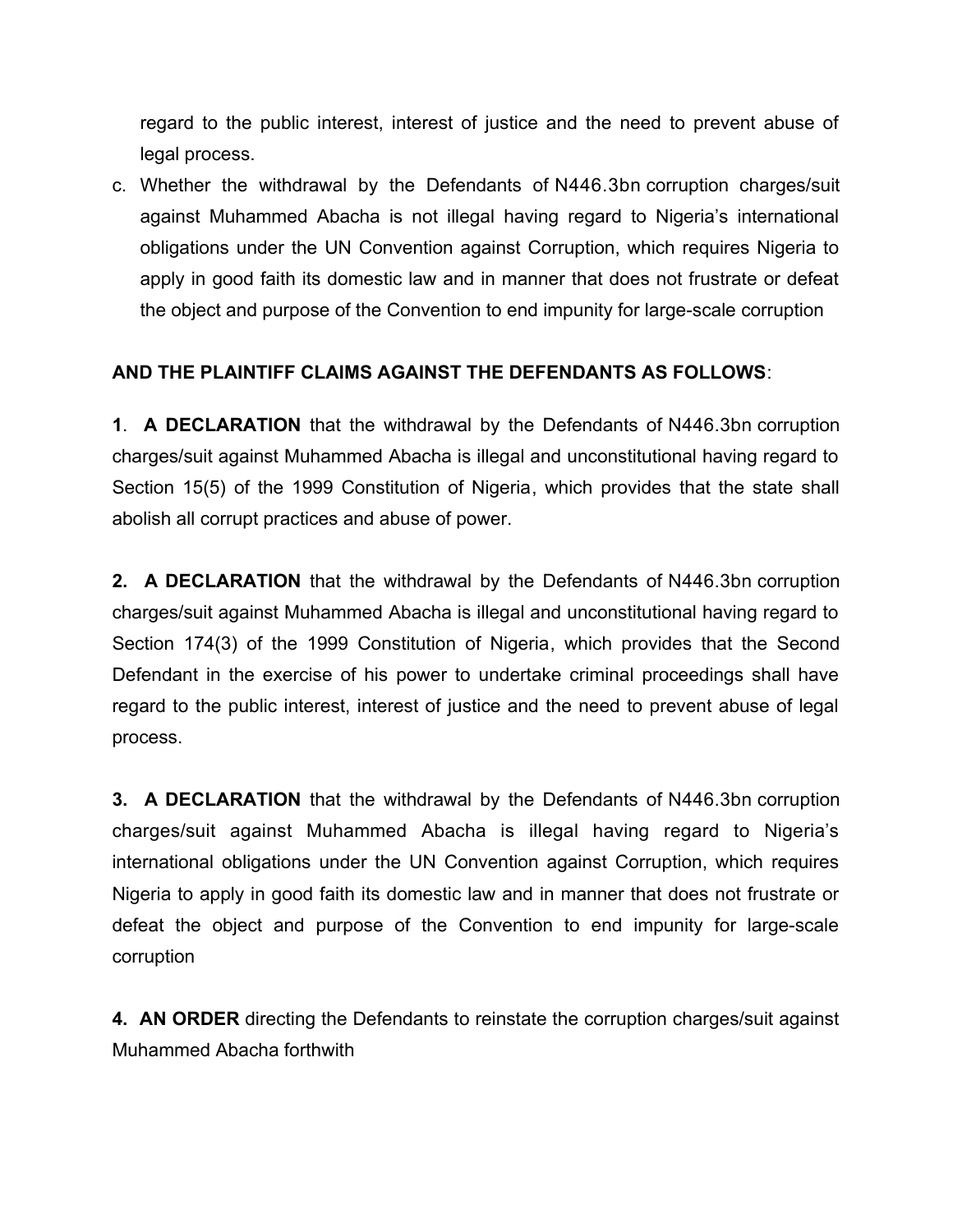regard to the public interest, interest of justice and the need to prevent abuse of legal process.

c. Whether the withdrawal by the Defendants of N446.3bn corruption charges/suit against Muhammed Abacha is not illegal having regard to Nigeria's international obligations under the UN Convention against Corruption, which requires Nigeria to apply in good faith its domestic law and in manner that does not frustrate or defeat the object and purpose of the Convention to end impunity for large-scale corruption

**AND THE PLAINTIFF CLAIMS AGAINST THE DEFENDANTS AS FOLLOWS**:

**1**. **A DECLARATION** that the withdrawal by the Defendants of N446.3bn corruption charges/suit against Muhammed Abacha is illegal and unconstitutional having regard to Section 15(5) of the 1999 Constitution of Nigeria, which provides that the state shall abolish all corrupt practices and abuse of power.

**2. A DECLARATION** that the withdrawal by the Defendants of N446.3bn corruption charges/suit against Muhammed Abacha is illegal and unconstitutional having regard to Section 174(3) of the 1999 Constitution of Nigeria, which provides that the Second Defendant in the exercise of his power to undertake criminal proceedings shall have regard to the public interest, interest of justice and the need to prevent abuse of legal process.

**3. A DECLARATION** that the withdrawal by the Defendants of N446.3bn corruption charges/suit against Muhammed Abacha is illegal having regard to Nigeria's international obligations under the UN Convention against Corruption, which requires Nigeria to apply in good faith its domestic law and in manner that does not frustrate or defeat the object and purpose of the Convention to end impunity for large-scale corruption

**4. AN ORDER** directing the Defendants to reinstate the corruption charges/suit against Muhammed Abacha forthwith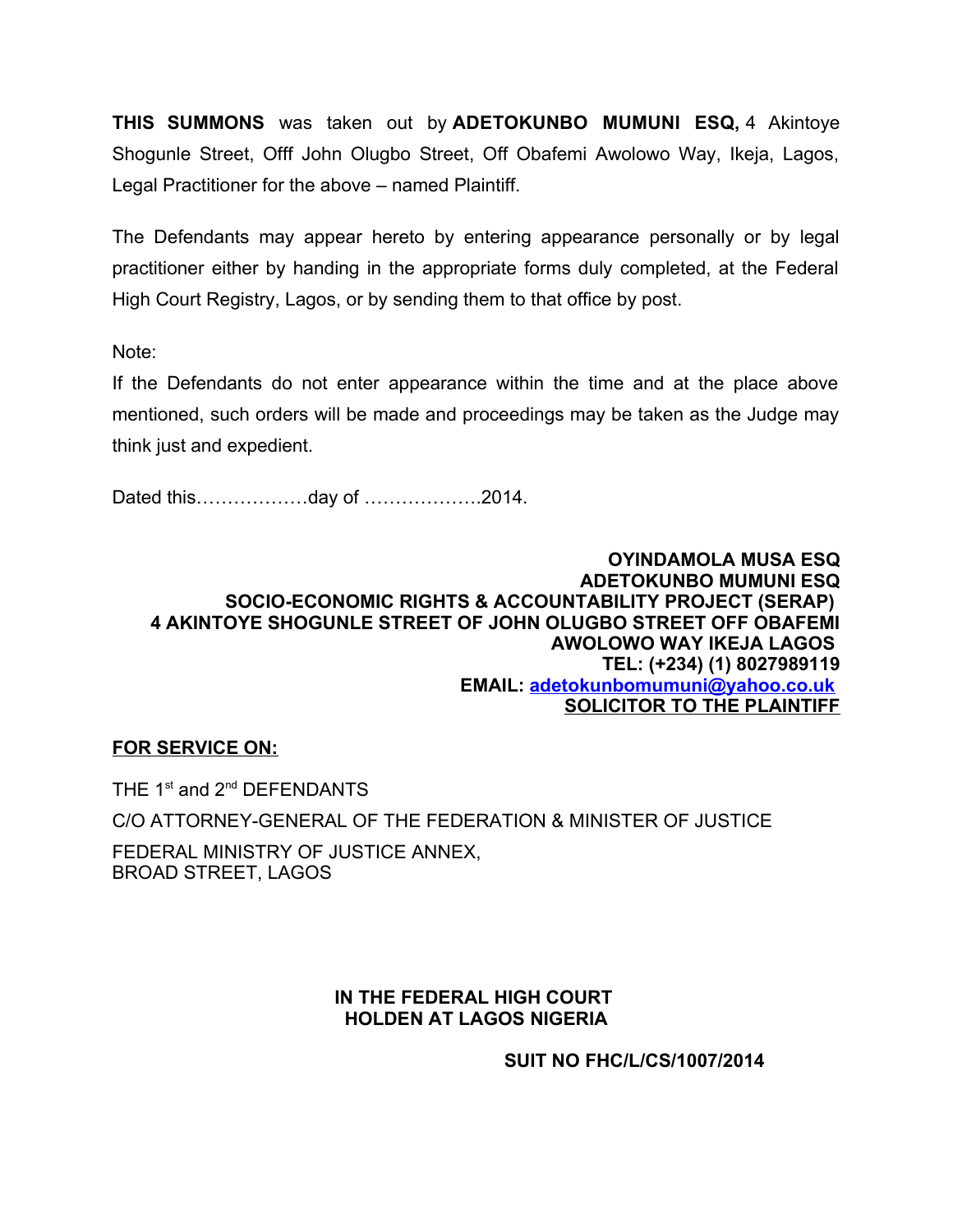**THIS SUMMONS** was taken out by **ADETOKUNBO MUMUNI ESQ,** 4 Akintoye Shogunle Street, Offf John Olugbo Street, Off Obafemi Awolowo Way, Ikeja, Lagos, Legal Practitioner for the above – named Plaintiff.

The Defendants may appear hereto by entering appearance personally or by legal practitioner either by handing in the appropriate forms duly completed, at the Federal High Court Registry, Lagos, or by sending them to that office by post.

Note:

If the Defendants do not enter appearance within the time and at the place above mentioned, such orders will be made and proceedings may be taken as the Judge may think just and expedient.

Dated this………………day of ……………….2014.

**OYINDAMOLA MUSA ESQ**
**ADETOKUNBO MUMUNI ESQ**
**SOCIO-ECONOMIC RIGHTS & ACCOUNTABILITY PROJECT (SERAP)**
**4 AKINTOYE SHOGUNLE STREET OF JOHN OLUGBO STREET OFF OBAFEMI AWOLOWO WAY IKEJA LAGOS**
**TEL: (+234) (1) 8027989119**
**EMAIL: adetokunbomumuni@yahoo.co.uk**
**SOLICITOR TO THE PLAINTIFF**

**FOR SERVICE ON:**

THE 1st and 2nd DEFENDANTS

C/O ATTORNEY-GENERAL OF THE FEDERATION & MINISTER OF JUSTICE

FEDERAL MINISTRY OF JUSTICE ANNEX,
BROAD STREET, LAGOS

**IN THE FEDERAL HIGH COURT**
**HOLDEN AT LAGOS NIGERIA**

**SUIT NO FHC/L/CS/1007/2014**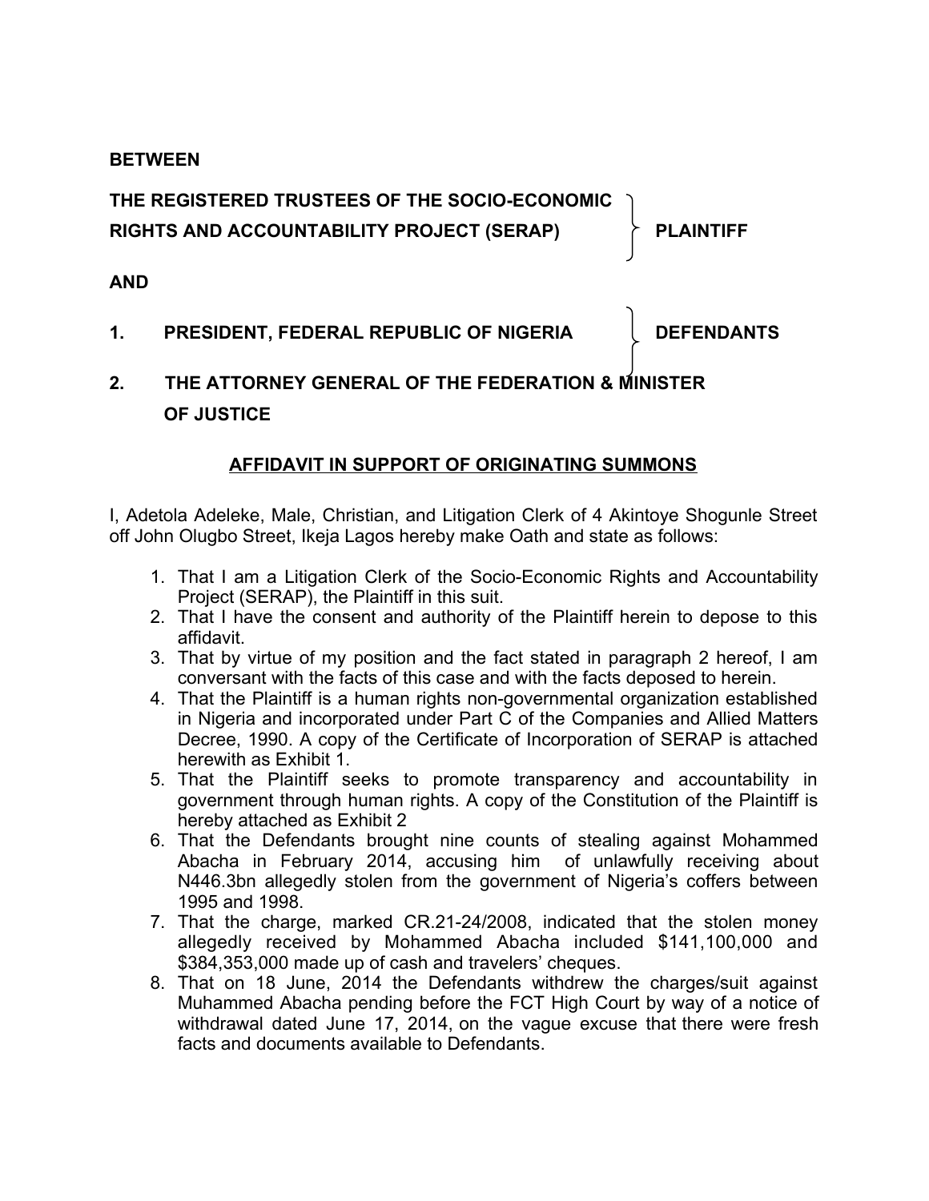**BETWEEN**

**THE REGISTERED TRUSTEES OF THE SOCIO-ECONOMIC RIGHTS AND ACCOUNTABILITY PROJECT (SERAP)** } **PLAINTIFF**

**AND**

1. **PRESIDENT, FEDERAL REPUBLIC OF NIGERIA** } **DEFENDANTS**
2. **THE ATTORNEY GENERAL OF THE FEDERATION & MINISTER OF JUSTICE**

**AFFIDAVIT IN SUPPORT OF ORIGINATING SUMMONS**

I, Adetola Adeleke, Male, Christian, and Litigation Clerk of 4 Akintoye Shogunle Street off John Olugbo Street, Ikeja Lagos hereby make Oath and state as follows:

1. That I am a Litigation Clerk of the Socio-Economic Rights and Accountability Project (SERAP), the Plaintiff in this suit.
2. That I have the consent and authority of the Plaintiff herein to depose to this affidavit.
3. That by virtue of my position and the fact stated in paragraph 2 hereof, I am conversant with the facts of this case and with the facts deposed to herein.
4. That the Plaintiff is a human rights non-governmental organization established in Nigeria and incorporated under Part C of the Companies and Allied Matters Decree, 1990. A copy of the Certificate of Incorporation of SERAP is attached herewith as Exhibit 1.
5. That the Plaintiff seeks to promote transparency and accountability in government through human rights. A copy of the Constitution of the Plaintiff is hereby attached as Exhibit 2
6. That the Defendants brought nine counts of stealing against Mohammed Abacha in February 2014, accusing him of unlawfully receiving about N446.3bn allegedly stolen from the government of Nigeria's coffers between 1995 and 1998.
7. That the charge, marked CR.21-24/2008, indicated that the stolen money allegedly received by Mohammed Abacha included $141,100,000 and $384,353,000 made up of cash and travelers' cheques.
8. That on 18 June, 2014 the Defendants withdrew the charges/suit against Muhammed Abacha pending before the FCT High Court by way of a notice of withdrawal dated June 17, 2014, on the vague excuse that there were fresh facts and documents available to Defendants.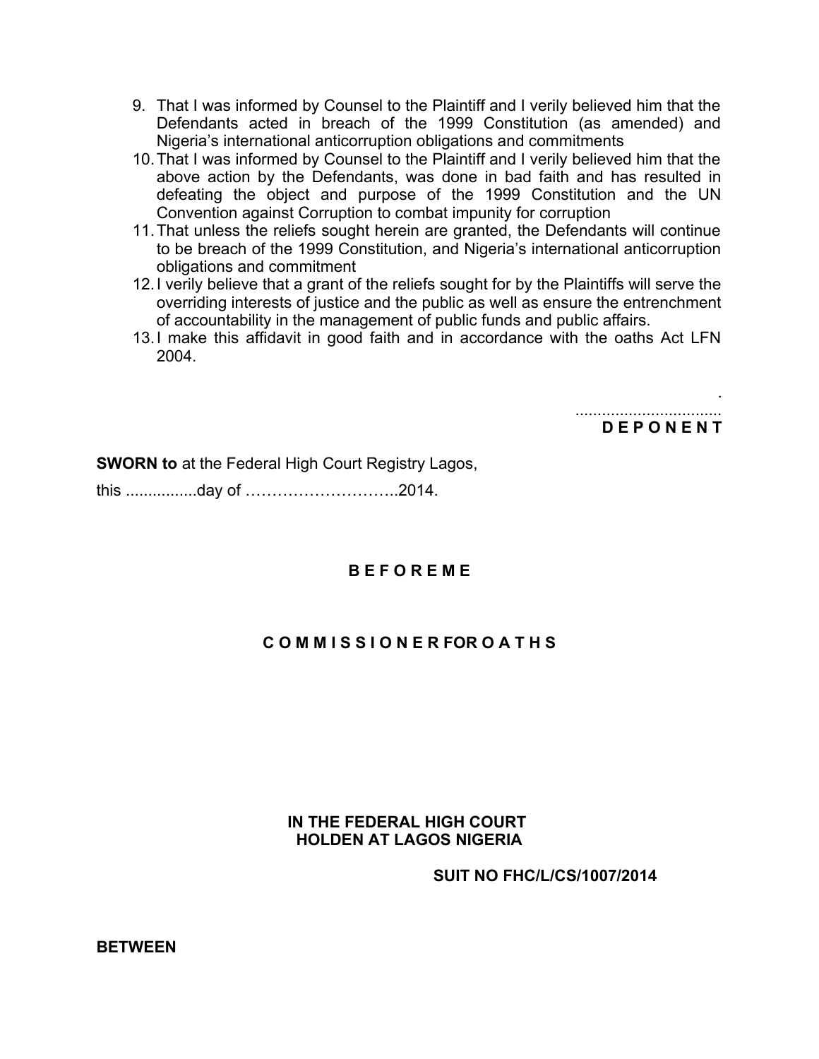9. That I was informed by Counsel to the Plaintiff and I verily believed him that the Defendants acted in breach of the 1999 Constitution (as amended) and Nigeria's international anticorruption obligations and commitments
10. That I was informed by Counsel to the Plaintiff and I verily believed him that the above action by the Defendants, was done in bad faith and has resulted in defeating the object and purpose of the 1999 Constitution and the UN Convention against Corruption to combat impunity for corruption
11. That unless the reliefs sought herein are granted, the Defendants will continue to be breach of the 1999 Constitution, and Nigeria's international anticorruption obligations and commitment
12. I verily believe that a grant of the reliefs sought for by the Plaintiffs will serve the overriding interests of justice and the public as well as ensure the entrenchment of accountability in the management of public funds and public affairs.
13. I make this affidavit in good faith and in accordance with the oaths Act LFN 2004.

.................................
**D E P O N E N T**

**SWORN to** at the Federal High Court Registry Lagos,

this ................day of ………………………..2014.

**B E F O R E M E**

**C O M M I S S I O N E R FOR O A T H S**

**IN THE FEDERAL HIGH COURT**
**HOLDEN AT LAGOS NIGERIA**

**SUIT NO FHC/L/CS/1007/2014**

**BETWEEN**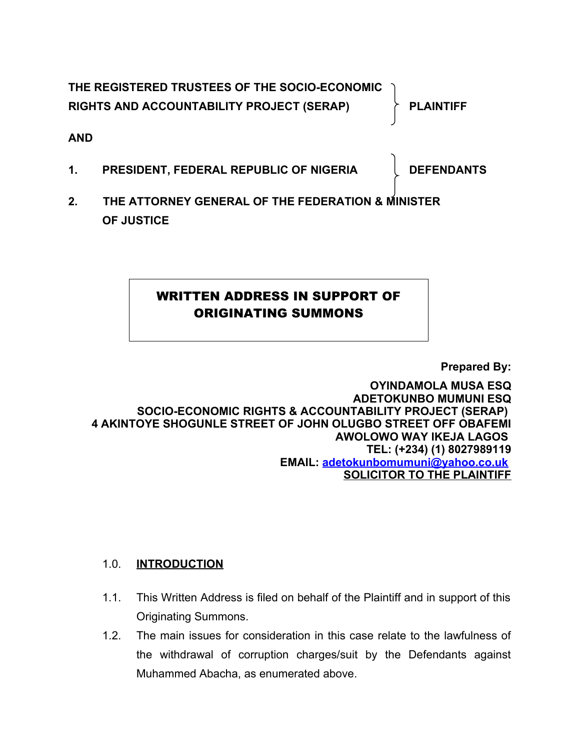**THE REGISTERED TRUSTEES OF THE SOCIO-ECONOMIC RIGHTS AND ACCOUNTABILITY PROJECT (SERAP)** } **PLAINTIFF**

**AND**

1. **PRESIDENT, FEDERAL REPUBLIC OF NIGERIA** } **DEFENDANTS**
2. **THE ATTORNEY GENERAL OF THE FEDERATION & MINISTER OF JUSTICE**

# WRITTEN ADDRESS IN SUPPORT OF ORIGINATING SUMMONS

**Prepared By:**

**OYINDAMOLA MUSA ESQ**
**ADETOKUNBO MUMUNI ESQ**
**SOCIO-ECONOMIC RIGHTS & ACCOUNTABILITY PROJECT (SERAP)**
**4 AKINTOYE SHOGUNLE STREET OF JOHN OLUGBO STREET OFF OBAFEMI AWOLOWO WAY IKEJA LAGOS**
**TEL: (+234) (1) 8027989119**
**EMAIL: adetokunbomumuni@yahoo.co.uk**
**SOLICITOR TO THE PLAINTIFF**

## 1.0. INTRODUCTION

1.1. This Written Address is filed on behalf of the Plaintiff and in support of this Originating Summons.

1.2. The main issues for consideration in this case relate to the lawfulness of the withdrawal of corruption charges/suit by the Defendants against Muhammed Abacha, as enumerated above.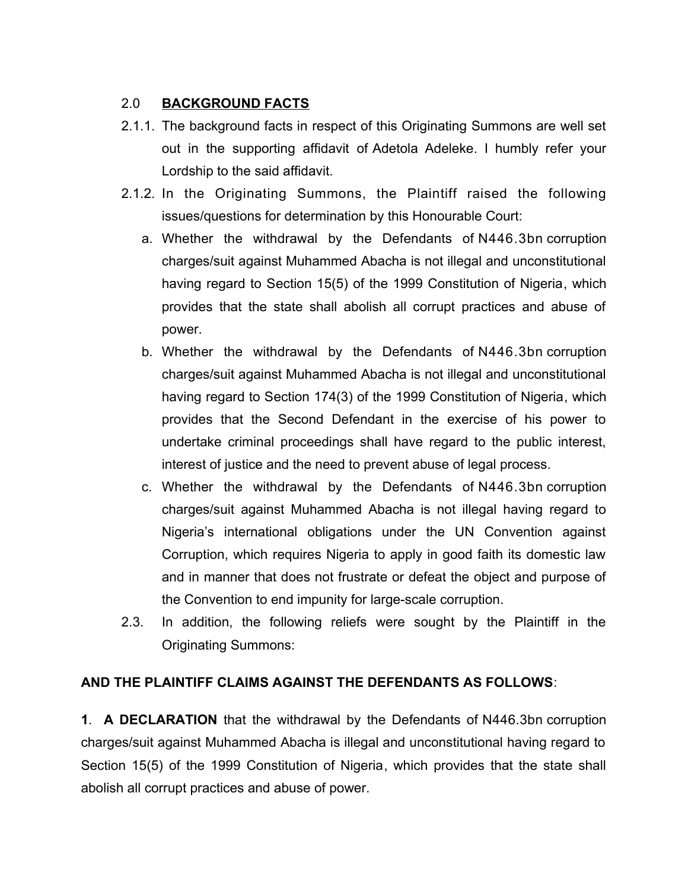## 2.0 BACKGROUND FACTS

2.1.1. The background facts in respect of this Originating Summons are well set out in the supporting affidavit of Adetola Adeleke. I humbly refer your Lordship to the said affidavit.

2.1.2. In the Originating Summons, the Plaintiff raised the following issues/questions for determination by this Honourable Court:

a. Whether the withdrawal by the Defendants of N446.3bn corruption charges/suit against Muhammed Abacha is not illegal and unconstitutional having regard to Section 15(5) of the 1999 Constitution of Nigeria, which provides that the state shall abolish all corrupt practices and abuse of power.

b. Whether the withdrawal by the Defendants of N446.3bn corruption charges/suit against Muhammed Abacha is not illegal and unconstitutional having regard to Section 174(3) of the 1999 Constitution of Nigeria, which provides that the Second Defendant in the exercise of his power to undertake criminal proceedings shall have regard to the public interest, interest of justice and the need to prevent abuse of legal process.

c. Whether the withdrawal by the Defendants of N446.3bn corruption charges/suit against Muhammed Abacha is not illegal having regard to Nigeria's international obligations under the UN Convention against Corruption, which requires Nigeria to apply in good faith its domestic law and in manner that does not frustrate or defeat the object and purpose of the Convention to end impunity for large-scale corruption.

2.3. In addition, the following reliefs were sought by the Plaintiff in the Originating Summons:

**AND THE PLAINTIFF CLAIMS AGAINST THE DEFENDANTS AS FOLLOWS**:

**1**. **A DECLARATION** that the withdrawal by the Defendants of N446.3bn corruption charges/suit against Muhammed Abacha is illegal and unconstitutional having regard to Section 15(5) of the 1999 Constitution of Nigeria, which provides that the state shall abolish all corrupt practices and abuse of power.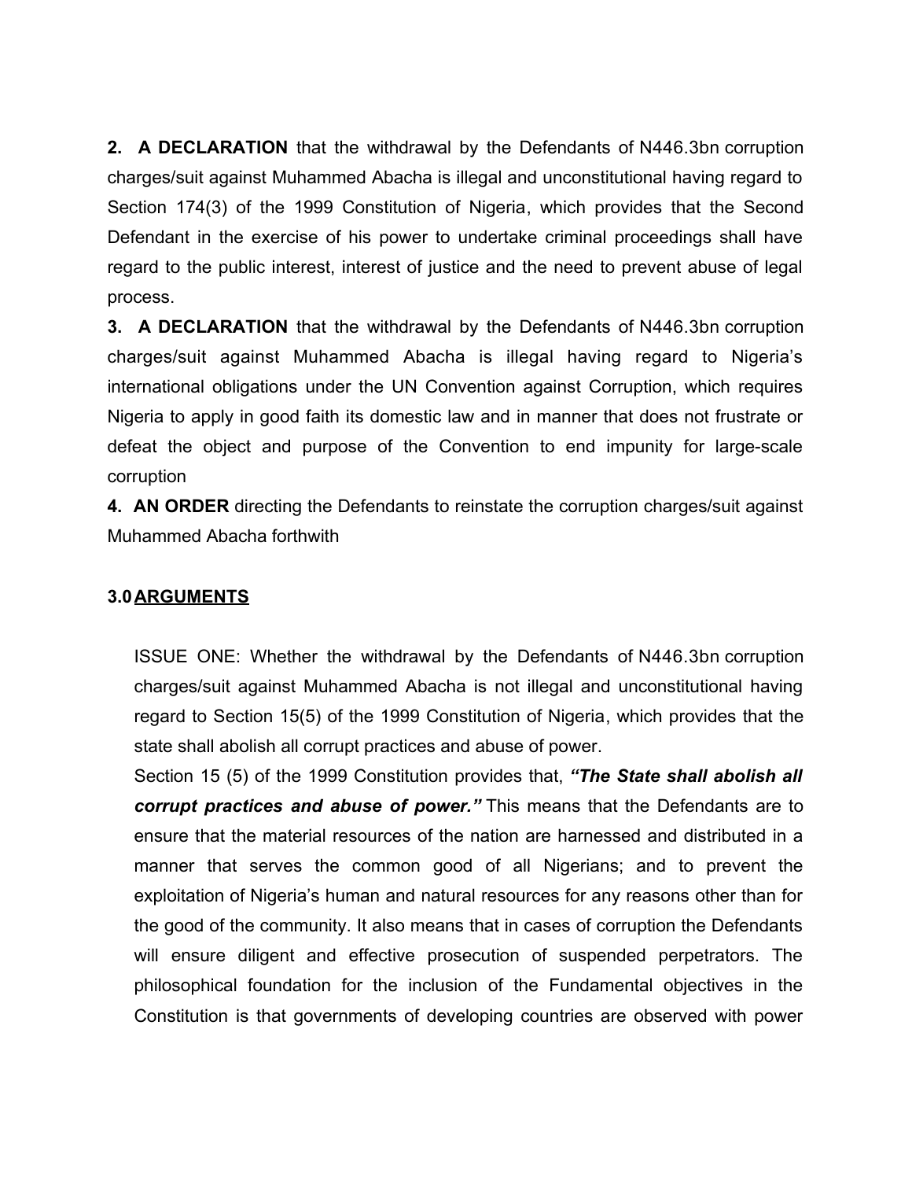**2. A DECLARATION** that the withdrawal by the Defendants of N446.3bn corruption charges/suit against Muhammed Abacha is illegal and unconstitutional having regard to Section 174(3) of the 1999 Constitution of Nigeria, which provides that the Second Defendant in the exercise of his power to undertake criminal proceedings shall have regard to the public interest, interest of justice and the need to prevent abuse of legal process.

**3. A DECLARATION** that the withdrawal by the Defendants of N446.3bn corruption charges/suit against Muhammed Abacha is illegal having regard to Nigeria's international obligations under the UN Convention against Corruption, which requires Nigeria to apply in good faith its domestic law and in manner that does not frustrate or defeat the object and purpose of the Convention to end impunity for large-scale corruption

**4. AN ORDER** directing the Defendants to reinstate the corruption charges/suit against Muhammed Abacha forthwith

## 3.0 ARGUMENTS

ISSUE ONE: Whether the withdrawal by the Defendants of N446.3bn corruption charges/suit against Muhammed Abacha is not illegal and unconstitutional having regard to Section 15(5) of the 1999 Constitution of Nigeria, which provides that the state shall abolish all corrupt practices and abuse of power.

Section 15 (5) of the 1999 Constitution provides that, ***"The State shall abolish all corrupt practices and abuse of power."*** This means that the Defendants are to ensure that the material resources of the nation are harnessed and distributed in a manner that serves the common good of all Nigerians; and to prevent the exploitation of Nigeria's human and natural resources for any reasons other than for the good of the community. It also means that in cases of corruption the Defendants will ensure diligent and effective prosecution of suspended perpetrators. The philosophical foundation for the inclusion of the Fundamental objectives in the Constitution is that governments of developing countries are observed with power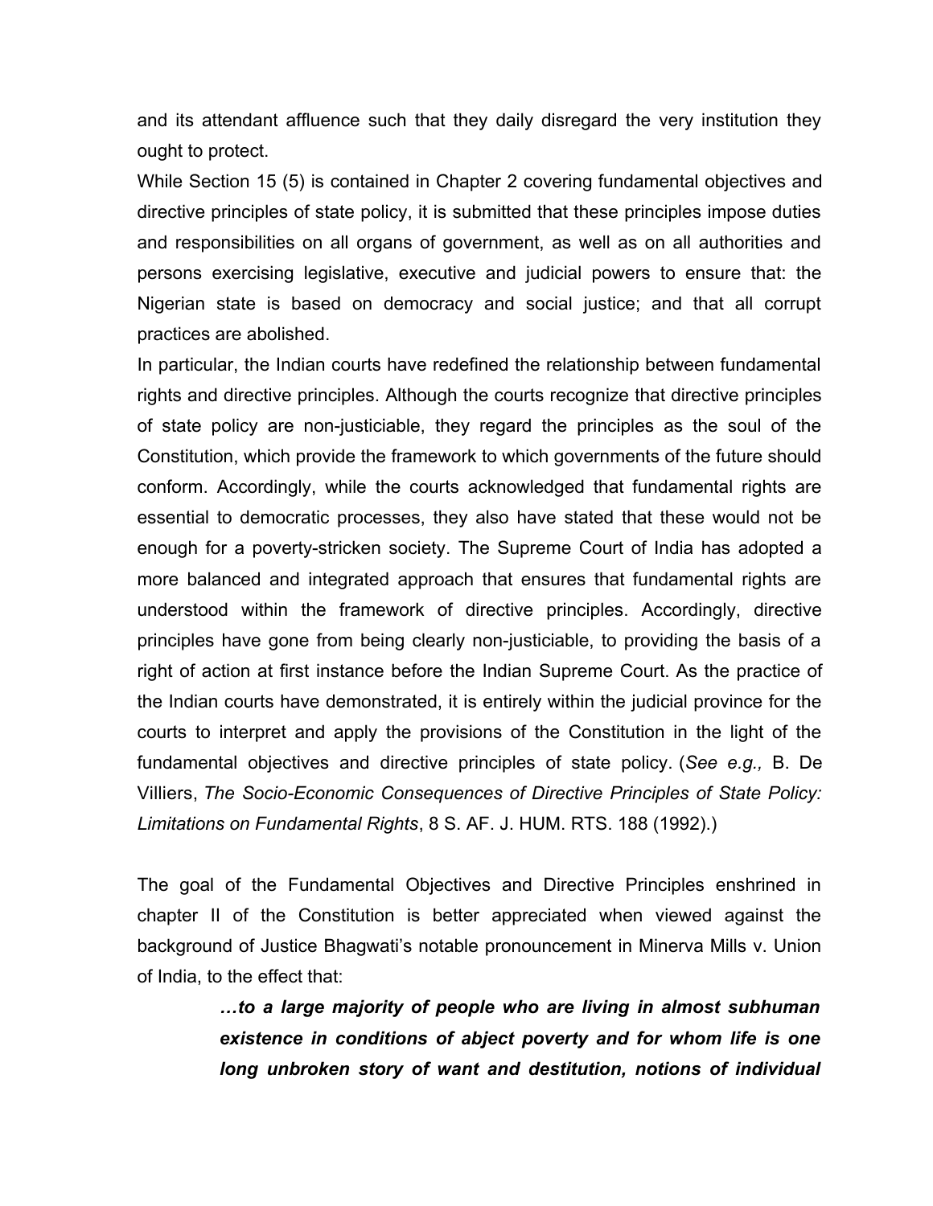and its attendant affluence such that they daily disregard the very institution they ought to protect.

While Section 15 (5) is contained in Chapter 2 covering fundamental objectives and directive principles of state policy, it is submitted that these principles impose duties and responsibilities on all organs of government, as well as on all authorities and persons exercising legislative, executive and judicial powers to ensure that: the Nigerian state is based on democracy and social justice; and that all corrupt practices are abolished.

In particular, the Indian courts have redefined the relationship between fundamental rights and directive principles. Although the courts recognize that directive principles of state policy are non-justiciable, they regard the principles as the soul of the Constitution, which provide the framework to which governments of the future should conform. Accordingly, while the courts acknowledged that fundamental rights are essential to democratic processes, they also have stated that these would not be enough for a poverty-stricken society. The Supreme Court of India has adopted a more balanced and integrated approach that ensures that fundamental rights are understood within the framework of directive principles. Accordingly, directive principles have gone from being clearly non-justiciable, to providing the basis of a right of action at first instance before the Indian Supreme Court. As the practice of the Indian courts have demonstrated, it is entirely within the judicial province for the courts to interpret and apply the provisions of the Constitution in the light of the fundamental objectives and directive principles of state policy. (*See e.g.,* B. De Villiers, *The Socio-Economic Consequences of Directive Principles of State Policy: Limitations on Fundamental Rights*, 8 S. AF. J. HUM. RTS. 188 (1992).)

The goal of the Fundamental Objectives and Directive Principles enshrined in chapter II of the Constitution is better appreciated when viewed against the background of Justice Bhagwati's notable pronouncement in Minerva Mills v. Union of India, to the effect that:

> ***…to a large majority of people who are living in almost subhuman existence in conditions of abject poverty and for whom life is one long unbroken story of want and destitution, notions of individual***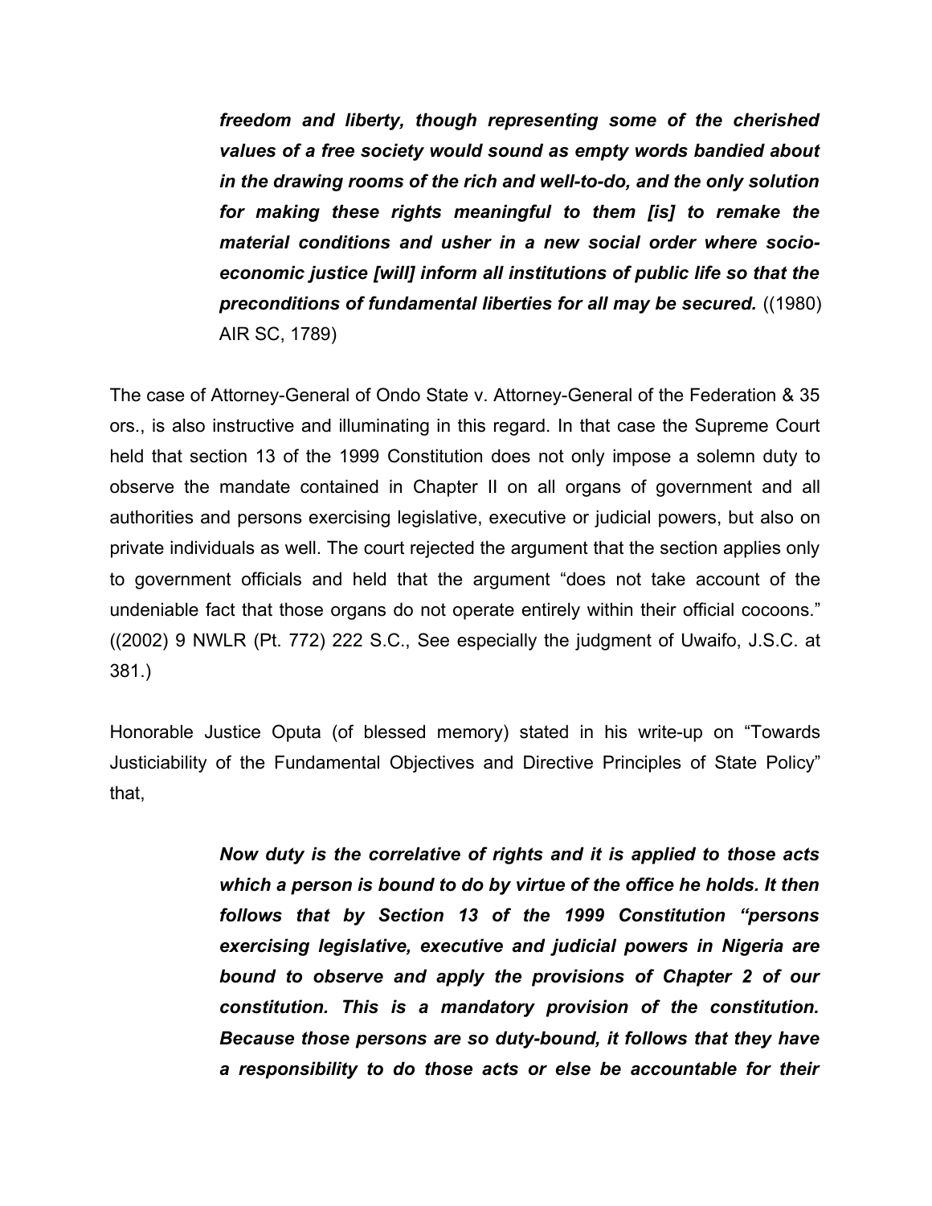> ***freedom and liberty, though representing some of the cherished values of a free society would sound as empty words bandied about in the drawing rooms of the rich and well-to-do, and the only solution for making these rights meaningful to them [is] to remake the material conditions and usher in a new social order where socio-economic justice [will] inform all institutions of public life so that the preconditions of fundamental liberties for all may be secured.*** ((1980) AIR SC, 1789)

The case of Attorney-General of Ondo State v. Attorney-General of the Federation & 35 ors., is also instructive and illuminating in this regard. In that case the Supreme Court held that section 13 of the 1999 Constitution does not only impose a solemn duty to observe the mandate contained in Chapter II on all organs of government and all authorities and persons exercising legislative, executive or judicial powers, but also on private individuals as well. The court rejected the argument that the section applies only to government officials and held that the argument "does not take account of the undeniable fact that those organs do not operate entirely within their official cocoons." ((2002) 9 NWLR (Pt. 772) 222 S.C., See especially the judgment of Uwaifo, J.S.C. at 381.)

Honorable Justice Oputa (of blessed memory) stated in his write-up on "Towards Justiciability of the Fundamental Objectives and Directive Principles of State Policy" that,

> ***Now duty is the correlative of rights and it is applied to those acts which a person is bound to do by virtue of the office he holds. It then follows that by Section 13 of the 1999 Constitution "persons exercising legislative, executive and judicial powers in Nigeria are bound to observe and apply the provisions of Chapter 2 of our constitution. This is a mandatory provision of the constitution. Because those persons are so duty-bound, it follows that they have a responsibility to do those acts or else be accountable for their***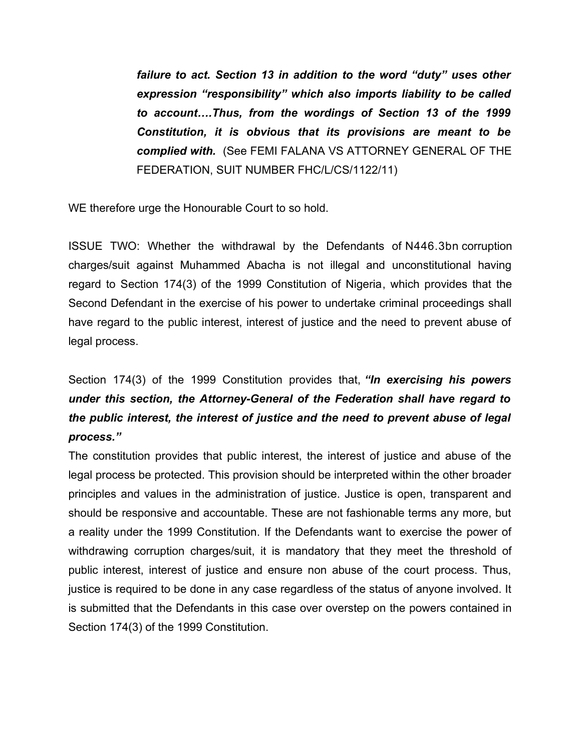> ***failure to act. Section 13 in addition to the word "duty" uses other expression "responsibility" which also imports liability to be called to account….Thus, from the wordings of Section 13 of the 1999 Constitution, it is obvious that its provisions are meant to be complied with.*** (See FEMI FALANA VS ATTORNEY GENERAL OF THE FEDERATION, SUIT NUMBER FHC/L/CS/1122/11)

WE therefore urge the Honourable Court to so hold.

ISSUE TWO: Whether the withdrawal by the Defendants of N446.3bn corruption charges/suit against Muhammed Abacha is not illegal and unconstitutional having regard to Section 174(3) of the 1999 Constitution of Nigeria, which provides that the Second Defendant in the exercise of his power to undertake criminal proceedings shall have regard to the public interest, interest of justice and the need to prevent abuse of legal process.

Section 174(3) of the 1999 Constitution provides that, ***"In exercising his powers under this section, the Attorney-General of the Federation shall have regard to the public interest, the interest of justice and the need to prevent abuse of legal process."***

The constitution provides that public interest, the interest of justice and abuse of the legal process be protected. This provision should be interpreted within the other broader principles and values in the administration of justice. Justice is open, transparent and should be responsive and accountable. These are not fashionable terms any more, but a reality under the 1999 Constitution. If the Defendants want to exercise the power of withdrawing corruption charges/suit, it is mandatory that they meet the threshold of public interest, interest of justice and ensure non abuse of the court process. Thus, justice is required to be done in any case regardless of the status of anyone involved. It is submitted that the Defendants in this case over overstep on the powers contained in Section 174(3) of the 1999 Constitution.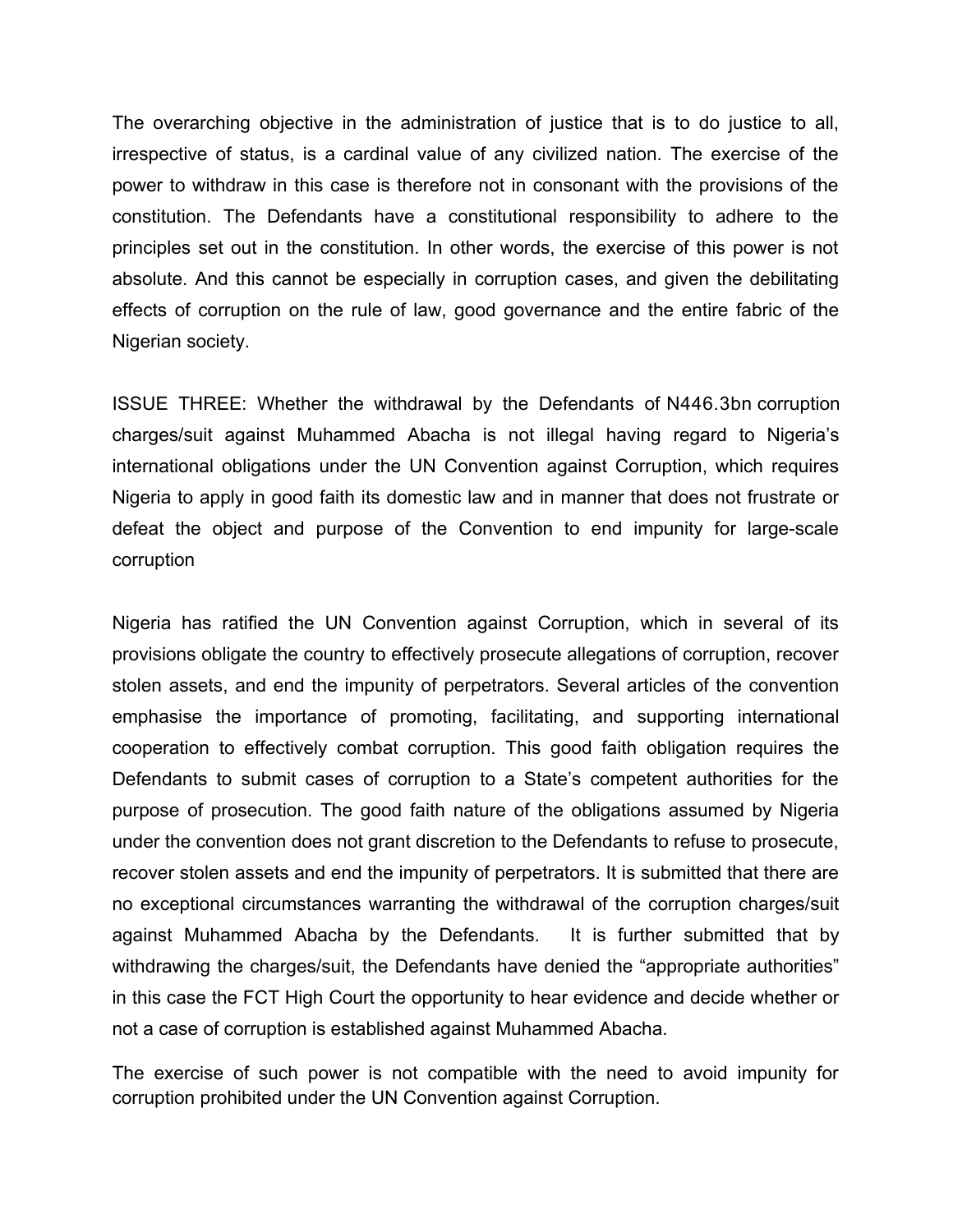The overarching objective in the administration of justice that is to do justice to all, irrespective of status, is a cardinal value of any civilized nation. The exercise of the power to withdraw in this case is therefore not in consonant with the provisions of the constitution. The Defendants have a constitutional responsibility to adhere to the principles set out in the constitution. In other words, the exercise of this power is not absolute. And this cannot be especially in corruption cases, and given the debilitating effects of corruption on the rule of law, good governance and the entire fabric of the Nigerian society.

ISSUE THREE: Whether the withdrawal by the Defendants of N446.3bn corruption charges/suit against Muhammed Abacha is not illegal having regard to Nigeria's international obligations under the UN Convention against Corruption, which requires Nigeria to apply in good faith its domestic law and in manner that does not frustrate or defeat the object and purpose of the Convention to end impunity for large-scale corruption

Nigeria has ratified the UN Convention against Corruption, which in several of its provisions obligate the country to effectively prosecute allegations of corruption, recover stolen assets, and end the impunity of perpetrators. Several articles of the convention emphasise the importance of promoting, facilitating, and supporting international cooperation to effectively combat corruption. This good faith obligation requires the Defendants to submit cases of corruption to a State's competent authorities for the purpose of prosecution. The good faith nature of the obligations assumed by Nigeria under the convention does not grant discretion to the Defendants to refuse to prosecute, recover stolen assets and end the impunity of perpetrators. It is submitted that there are no exceptional circumstances warranting the withdrawal of the corruption charges/suit against Muhammed Abacha by the Defendants. It is further submitted that by withdrawing the charges/suit, the Defendants have denied the "appropriate authorities" in this case the FCT High Court the opportunity to hear evidence and decide whether or not a case of corruption is established against Muhammed Abacha.

The exercise of such power is not compatible with the need to avoid impunity for corruption prohibited under the UN Convention against Corruption.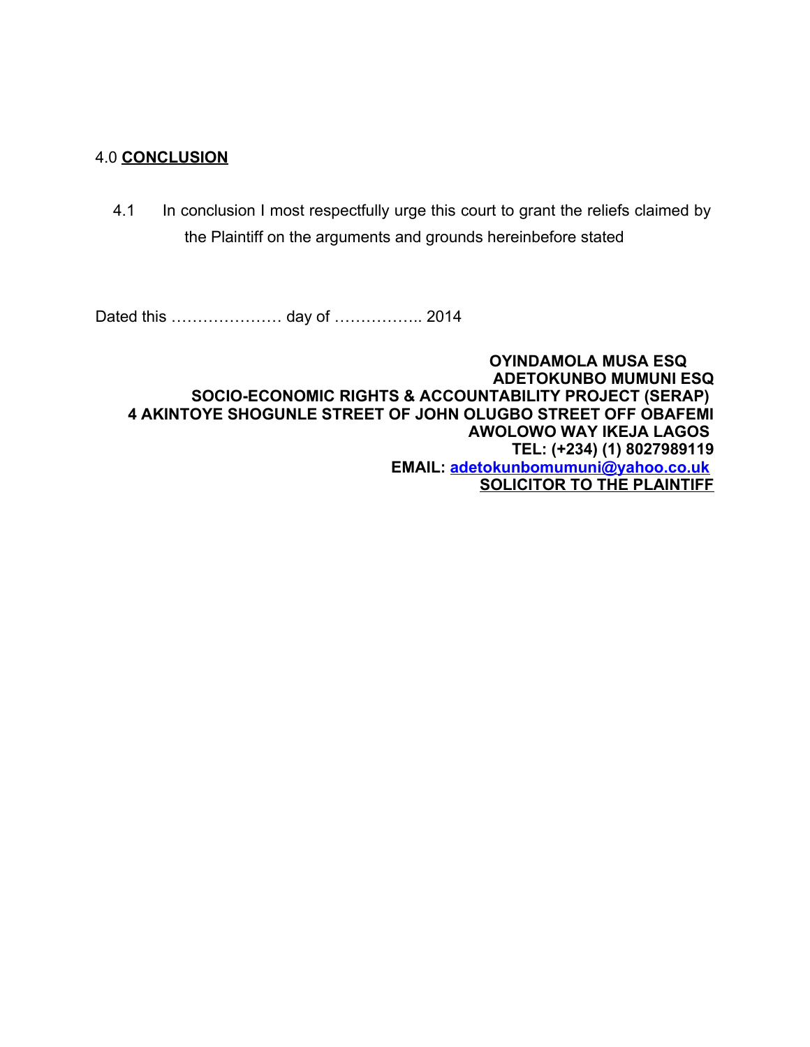4.0 **CONCLUSION**

4.1 In conclusion I most respectfully urge this court to grant the reliefs claimed by the Plaintiff on the arguments and grounds hereinbefore stated

Dated this ………………… day of …………….. 2014

**OYINDAMOLA MUSA ESQ**
**ADETOKUNBO MUMUNI ESQ**
**SOCIO-ECONOMIC RIGHTS & ACCOUNTABILITY PROJECT (SERAP)**
**4 AKINTOYE SHOGUNLE STREET OF JOHN OLUGBO STREET OFF OBAFEMI AWOLOWO WAY IKEJA LAGOS**
**TEL: (+234) (1) 8027989119**
**EMAIL: adetokunbomumuni@yahoo.co.uk**
**SOLICITOR TO THE PLAINTIFF**